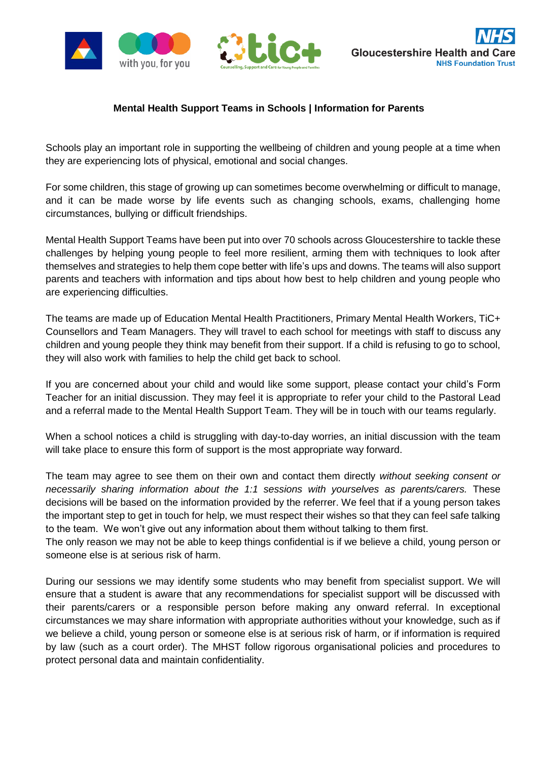**Mental Health Support Teams in Schools | Information for Parents**

Schools play an important role in supporting the wellbeing of children and young people at a time when they are experiencing lots of physical, emotional and social changes.

For some children, this stage of growing up can sometimes become overwhelming or difficult to manage, and it can be made worse by life events such as changing schools, exams, challenging home circumstances, bullying or difficult friendships.

Mental Health Support Teams have been put into over 70 schools across Gloucestershire to tackle these challenges by helping young people to feel more resilient, arming them with techniques to look after themselves and strategies to help them cope better with life's ups and downs. The teams will also support parents and teachers with information and tips about how best to help children and young people who are experiencing difficulties.

The teams are made up of Education Mental Health Practitioners, Primary Mental Health Workers, TiC+ Counsellors and Team Managers. They will travel to each school for meetings with staff to discuss any children and young people they think may benefit from their support. If a child is refusing to go to school, they will also work with families to help the child get back to school.

If you are concerned about your child and would like some support, please contact your child's Form Teacher for an initial discussion. They may feel it is appropriate to refer your child to the Pastoral Lead and a referral made to the Mental Health Support Team. They will be in touch with our teams regularly.

When a school notices a child is struggling with day-to-day worries, an initial discussion with the team will take place to ensure this form of support is the most appropriate way forward.

The team may agree to see them on their own and contact them directly *without seeking consent or necessarily sharing information about the 1:1 sessions with yourselves as parents/carers.* These decisions will be based on the information provided by the referrer. We feel that if a young person takes the important step to get in touch for help, we must respect their wishes so that they can feel safe talking to the team. We won't give out any information about them without talking to them first.
The only reason we may not be able to keep things confidential is if we believe a child, young person or someone else is at serious risk of harm.

During our sessions we may identify some students who may benefit from specialist support. We will ensure that a student is aware that any recommendations for specialist support will be discussed with their parents/carers or a responsible person before making any onward referral. In exceptional circumstances we may share information with appropriate authorities without your knowledge, such as if we believe a child, young person or someone else is at serious risk of harm, or if information is required by law (such as a court order). The MHST follow rigorous organisational policies and procedures to protect personal data and maintain confidentiality.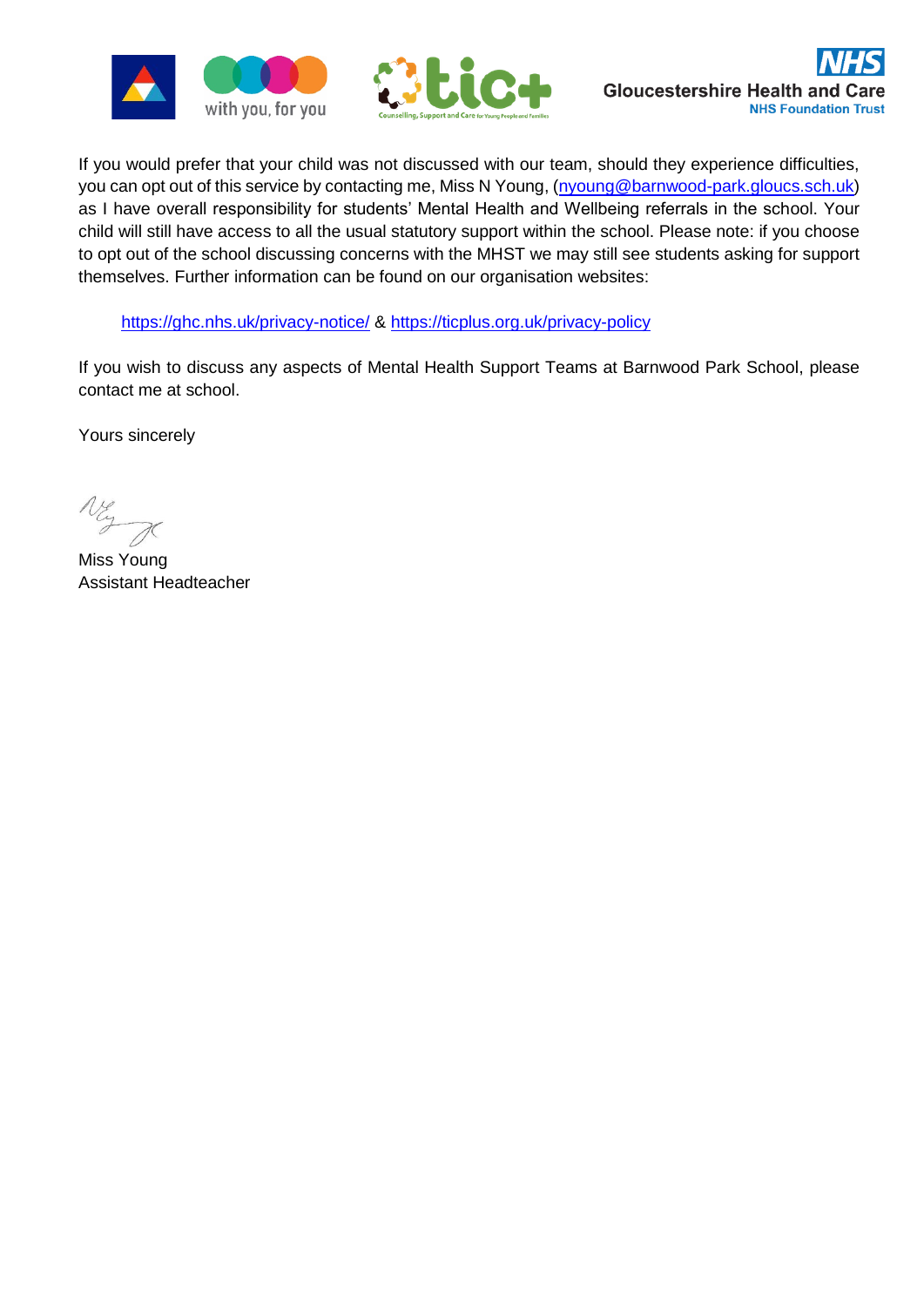If you would prefer that your child was not discussed with our team, should they experience difficulties, you can opt out of this service by contacting me, Miss N Young, (nyoung@barnwood-park.gloucs.sch.uk) as I have overall responsibility for students' Mental Health and Wellbeing referrals in the school. Your child will still have access to all the usual statutory support within the school. Please note: if you choose to opt out of the school discussing concerns with the MHST we may still see students asking for support themselves. Further information can be found on our organisation websites:

https://ghc.nhs.uk/privacy-notice/ & https://ticplus.org.uk/privacy-policy

If you wish to discuss any aspects of Mental Health Support Teams at Barnwood Park School, please contact me at school.

Yours sincerely

Miss Young
Assistant Headteacher